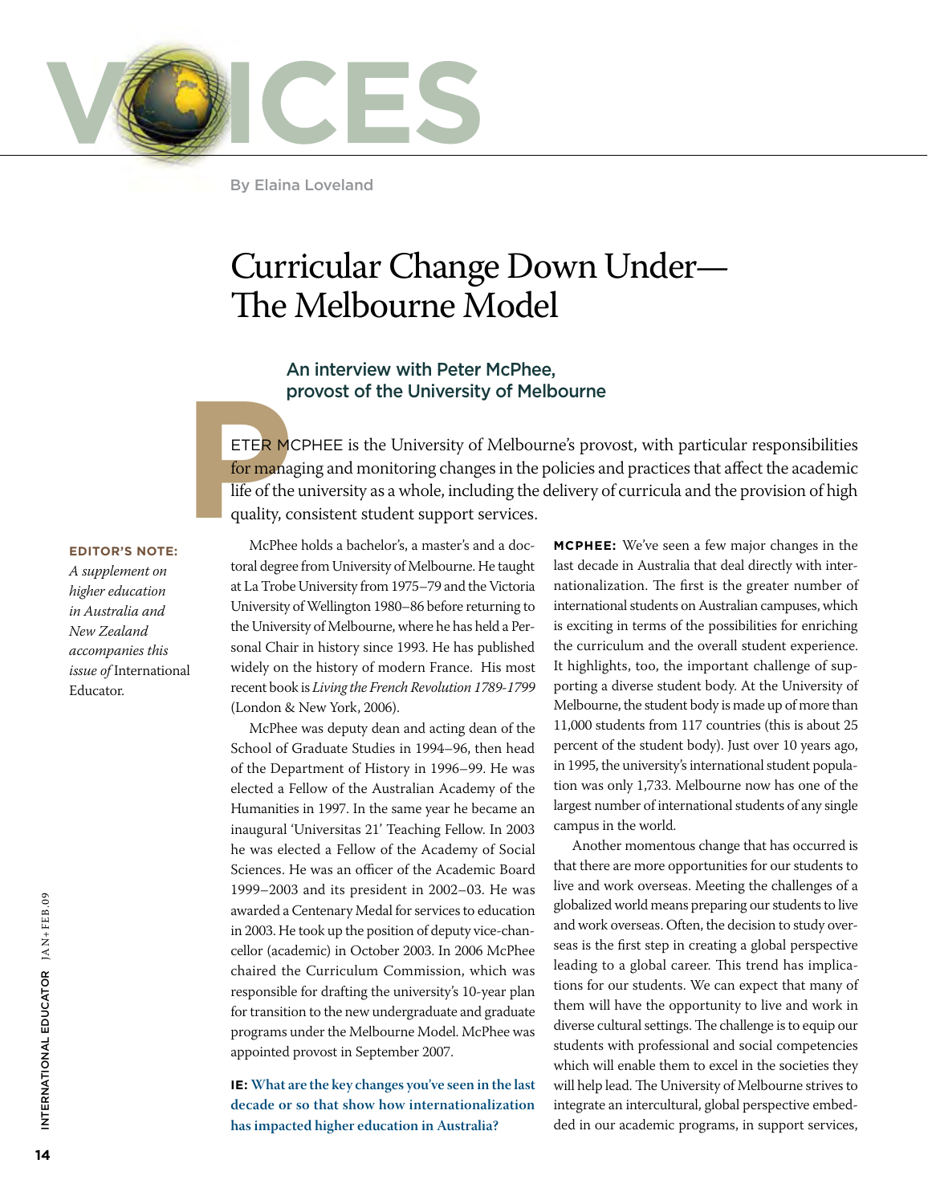# VOICES

By Elaina Loveland

## Curricular Change Down Under— The Melbourne Model

### An interview with Peter McPhee, provost of the University of Melbourne

PETER MCPHEE is the University of Melbourne's provost, with particular responsibilities for managing and monitoring changes in the policies and practices that affect the academic life of the university as a whole, including the delivery of curricula and the provision of high quality, consistent student support services.

**EDITOR'S NOTE:** *A supplement on higher education in Australia and New Zealand accompanies this issue of* International Educator.

McPhee holds a bachelor's, a master's and a doctoral degree from University of Melbourne. He taught at La Trobe University from 1975–79 and the Victoria University of Wellington 1980–86 before returning to the University of Melbourne, where he has held a Personal Chair in history since 1993. He has published widely on the history of modern France. His most recent book is *Living the French Revolution 1789-1799* (London & New York, 2006).

McPhee was deputy dean and acting dean of the School of Graduate Studies in 1994–96, then head of the Department of History in 1996–99. He was elected a Fellow of the Australian Academy of the Humanities in 1997. In the same year he became an inaugural 'Universitas 21' Teaching Fellow. In 2003 he was elected a Fellow of the Academy of Social Sciences. He was an officer of the Academic Board 1999–2003 and its president in 2002–03. He was awarded a Centenary Medal for services to education in 2003. He took up the position of deputy vice-chancellor (academic) in October 2003. In 2006 McPhee chaired the Curriculum Commission, which was responsible for drafting the university's 10-year plan for transition to the new undergraduate and graduate programs under the Melbourne Model. McPhee was appointed provost in September 2007.

**IE: What are the key changes you've seen in the last decade or so that show how internationalization has impacted higher education in Australia?**

**MCPHEE:** We've seen a few major changes in the last decade in Australia that deal directly with internationalization. The first is the greater number of international students on Australian campuses, which is exciting in terms of the possibilities for enriching the curriculum and the overall student experience. It highlights, too, the important challenge of supporting a diverse student body. At the University of Melbourne, the student body is made up of more than 11,000 students from 117 countries (this is about 25 percent of the student body). Just over 10 years ago, in 1995, the university's international student population was only 1,733. Melbourne now has one of the largest number of international students of any single campus in the world.

Another momentous change that has occurred is that there are more opportunities for our students to live and work overseas. Meeting the challenges of a globalized world means preparing our students to live and work overseas. Often, the decision to study overseas is the first step in creating a global perspective leading to a global career. This trend has implications for our students. We can expect that many of them will have the opportunity to live and work in diverse cultural settings. The challenge is to equip our students with professional and social competencies which will enable them to excel in the societies they will help lead. The University of Melbourne strives to integrate an intercultural, global perspective embedded in our academic programs, in support services,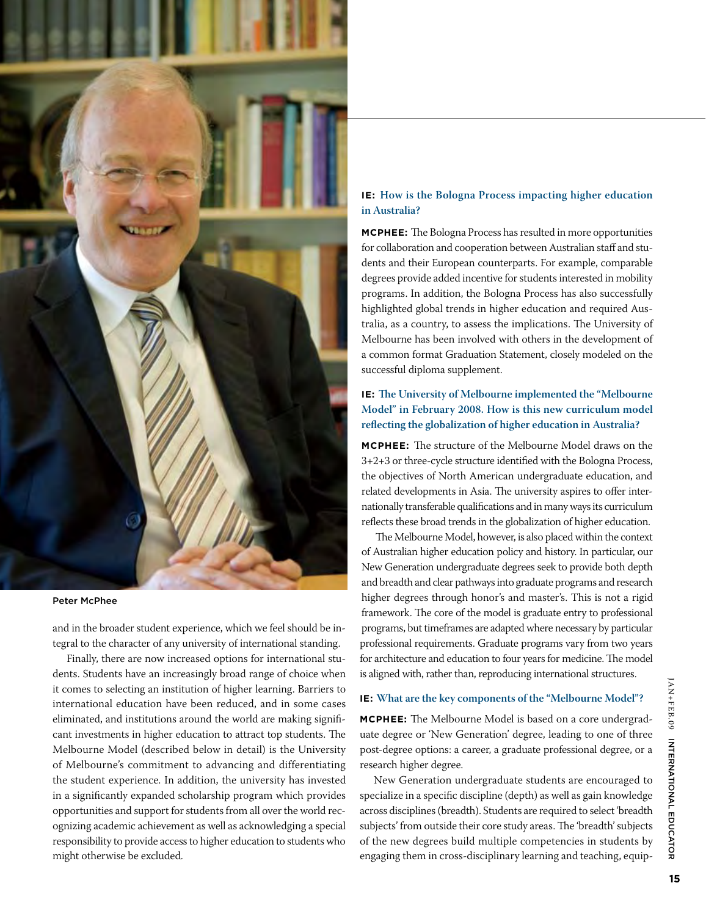Peter McPhee

and in the broader student experience, which we feel should be integral to the character of any university of international standing.

Finally, there are now increased options for international students. Students have an increasingly broad range of choice when it comes to selecting an institution of higher learning. Barriers to international education have been reduced, and in some cases eliminated, and institutions around the world are making significant investments in higher education to attract top students. The Melbourne Model (described below in detail) is the University of Melbourne's commitment to advancing and differentiating the student experience. In addition, the university has invested in a significantly expanded scholarship program which provides opportunities and support for students from all over the world recognizing academic achievement as well as acknowledging a special responsibility to provide access to higher education to students who might otherwise be excluded.

**IE: How is the Bologna Process impacting higher education in Australia?**

**MCPHEE:** The Bologna Process has resulted in more opportunities for collaboration and cooperation between Australian staff and students and their European counterparts. For example, comparable degrees provide added incentive for students interested in mobility programs. In addition, the Bologna Process has also successfully highlighted global trends in higher education and required Australia, as a country, to assess the implications. The University of Melbourne has been involved with others in the development of a common format Graduation Statement, closely modeled on the successful diploma supplement.

**IE: The University of Melbourne implemented the "Melbourne Model" in February 2008. How is this new curriculum model reflecting the globalization of higher education in Australia?**

**MCPHEE:** The structure of the Melbourne Model draws on the 3+2+3 or three-cycle structure identified with the Bologna Process, the objectives of North American undergraduate education, and related developments in Asia. The university aspires to offer internationally transferable qualifications and in many ways its curriculum reflects these broad trends in the globalization of higher education.

The Melbourne Model, however, is also placed within the context of Australian higher education policy and history. In particular, our New Generation undergraduate degrees seek to provide both depth and breadth and clear pathways into graduate programs and research higher degrees through honor's and master's. This is not a rigid framework. The core of the model is graduate entry to professional programs, but timeframes are adapted where necessary by particular professional requirements. Graduate programs vary from two years for architecture and education to four years for medicine. The model is aligned with, rather than, reproducing international structures.

**IE: What are the key components of the "Melbourne Model"?**

**MCPHEE:** The Melbourne Model is based on a core undergraduate degree or 'New Generation' degree, leading to one of three post-degree options: a career, a graduate professional degree, or a research higher degree.

New Generation undergraduate students are encouraged to specialize in a specific discipline (depth) as well as gain knowledge across disciplines (breadth). Students are required to select 'breadth subjects' from outside their core study areas. The 'breadth' subjects of the new degrees build multiple competencies in students by engaging them in cross-disciplinary learning and teaching, equip-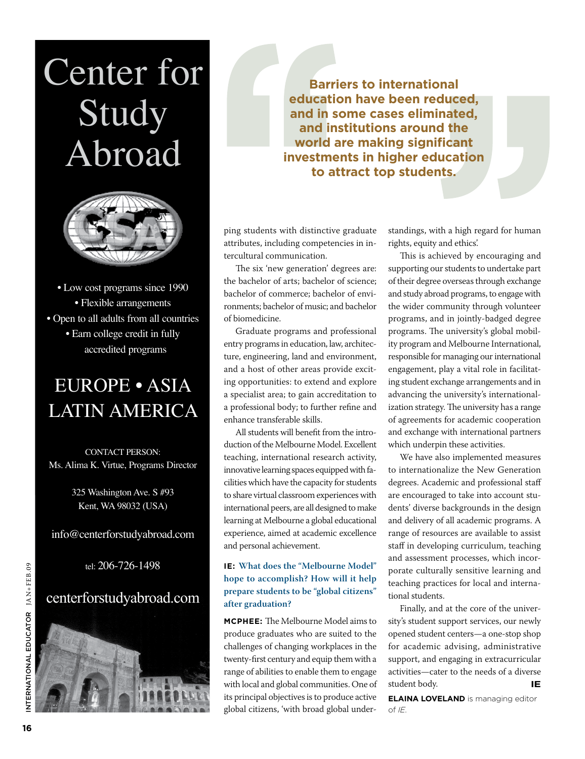# Center for Study Abroad

- Low cost programs since 1990
- Flexible arrangements
- Open to all adults from all countries
- Earn college credit in fully accredited programs

## EUROPE • ASIA LATIN AMERICA

CONTACT PERSON:
Ms. Alima K. Virtue, Programs Director

325 Washington Ave. S #93
Kent, WA 98032 (USA)

info@centerforstudyabroad.com

tel: 206-726-1498

centerforstudyabroad.com

---

**"Barriers to international education have been reduced, and in some cases eliminated, and institutions around the world are making significant investments in higher education to attract top students."**

ping students with distinctive graduate attributes, including competencies in intercultural communication.

The six 'new generation' degrees are: the bachelor of arts; bachelor of science; bachelor of commerce; bachelor of environments; bachelor of music; and bachelor of biomedicine.

Graduate programs and professional entry programs in education, law, architecture, engineering, land and environment, and a host of other areas provide exciting opportunities: to extend and explore a specialist area; to gain accreditation to a professional body; to further refine and enhance transferable skills.

All students will benefit from the introduction of the Melbourne Model. Excellent teaching, international research activity, innovative learning spaces equipped with facilities which have the capacity for students to share virtual classroom experiences with international peers, are all designed to make learning at Melbourne a global educational experience, aimed at academic excellence and personal achievement.

**IE: What does the "Melbourne Model" hope to accomplish? How will it help prepare students to be "global citizens" after graduation?**

**MCPHEE:** The Melbourne Model aims to produce graduates who are suited to the challenges of changing workplaces in the twenty-first century and equip them with a range of abilities to enable them to engage with local and global communities. One of its principal objectives is to produce active global citizens, 'with broad global understandings, with a high regard for human rights, equity and ethics'.

This is achieved by encouraging and supporting our students to undertake part of their degree overseas through exchange and study abroad programs, to engage with the wider community through volunteer programs, and in jointly-badged degree programs. The university's global mobility program and Melbourne International, responsible for managing our international engagement, play a vital role in facilitating student exchange arrangements and in advancing the university's internationalization strategy. The university has a range of agreements for academic cooperation and exchange with international partners which underpin these activities.

We have also implemented measures to internationalize the New Generation degrees. Academic and professional staff are encouraged to take into account students' diverse backgrounds in the design and delivery of all academic programs. A range of resources are available to assist staff in developing curriculum, teaching and assessment processes, which incorporate culturally sensitive learning and teaching practices for local and international students.

Finally, and at the core of the university's student support services, our newly opened student centers—a one-stop shop for academic advising, administrative support, and engaging in extracurricular activities—cater to the needs of a diverse student body. **IE**

**ELAINA LOVELAND** is managing editor of *IE*.